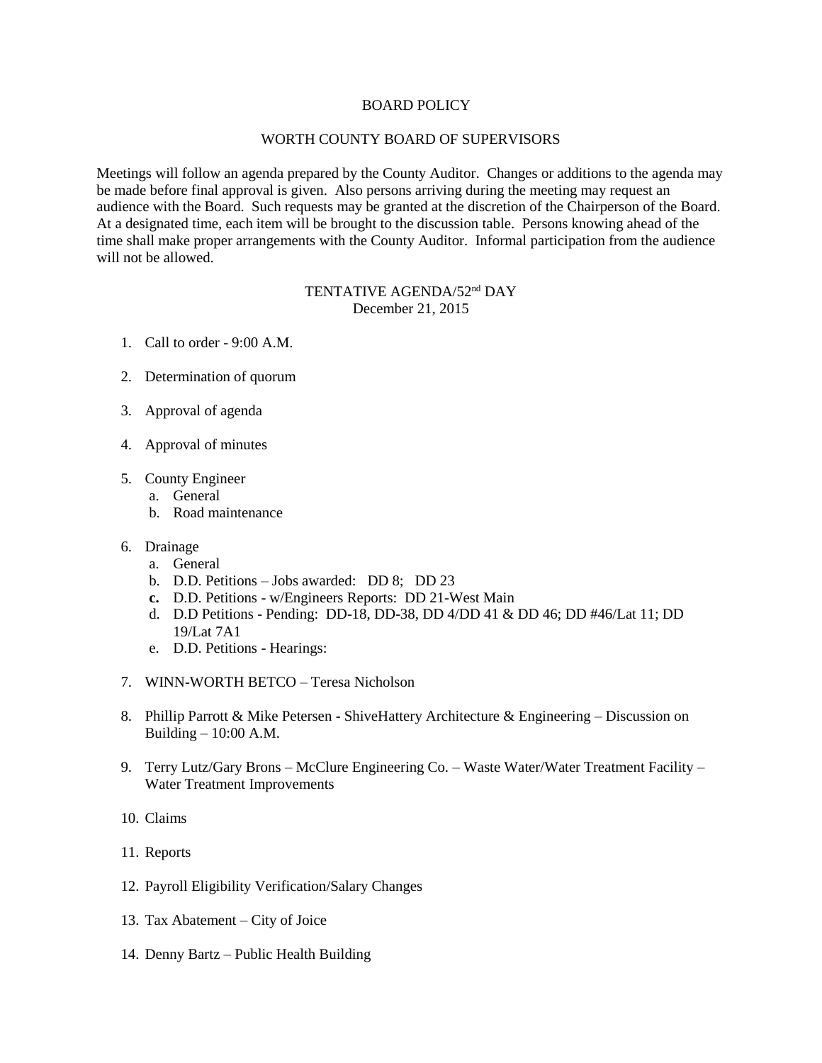# BOARD POLICY

## WORTH COUNTY BOARD OF SUPERVISORS

Meetings will follow an agenda prepared by the County Auditor. Changes or additions to the agenda may be made before final approval is given. Also persons arriving during the meeting may request an audience with the Board. Such requests may be granted at the discretion of the Chairperson of the Board. At a designated time, each item will be brought to the discussion table. Persons knowing ahead of the time shall make proper arrangements with the County Auditor. Informal participation from the audience will not be allowed.

### TENTATIVE AGENDA/52nd DAY
December 21, 2015

1. Call to order - 9:00 A.M.

2. Determination of quorum

3. Approval of agenda

4. Approval of minutes

5. County Engineer
   a. General
   b. Road maintenance

6. Drainage
   a. General
   b. D.D. Petitions – Jobs awarded: DD 8; DD 23
   **c.** D.D. Petitions - w/Engineers Reports: DD 21-West Main
   d. D.D Petitions - Pending: DD-18, DD-38, DD 4/DD 41 & DD 46; DD #46/Lat 11; DD 19/Lat 7A1
   e. D.D. Petitions - Hearings:

7. WINN-WORTH BETCO – Teresa Nicholson

8. Phillip Parrott & Mike Petersen - ShiveHattery Architecture & Engineering – Discussion on Building – 10:00 A.M.

9. Terry Lutz/Gary Brons – McClure Engineering Co. – Waste Water/Water Treatment Facility – Water Treatment Improvements

10. Claims

11. Reports

12. Payroll Eligibility Verification/Salary Changes

13. Tax Abatement – City of Joice

14. Denny Bartz – Public Health Building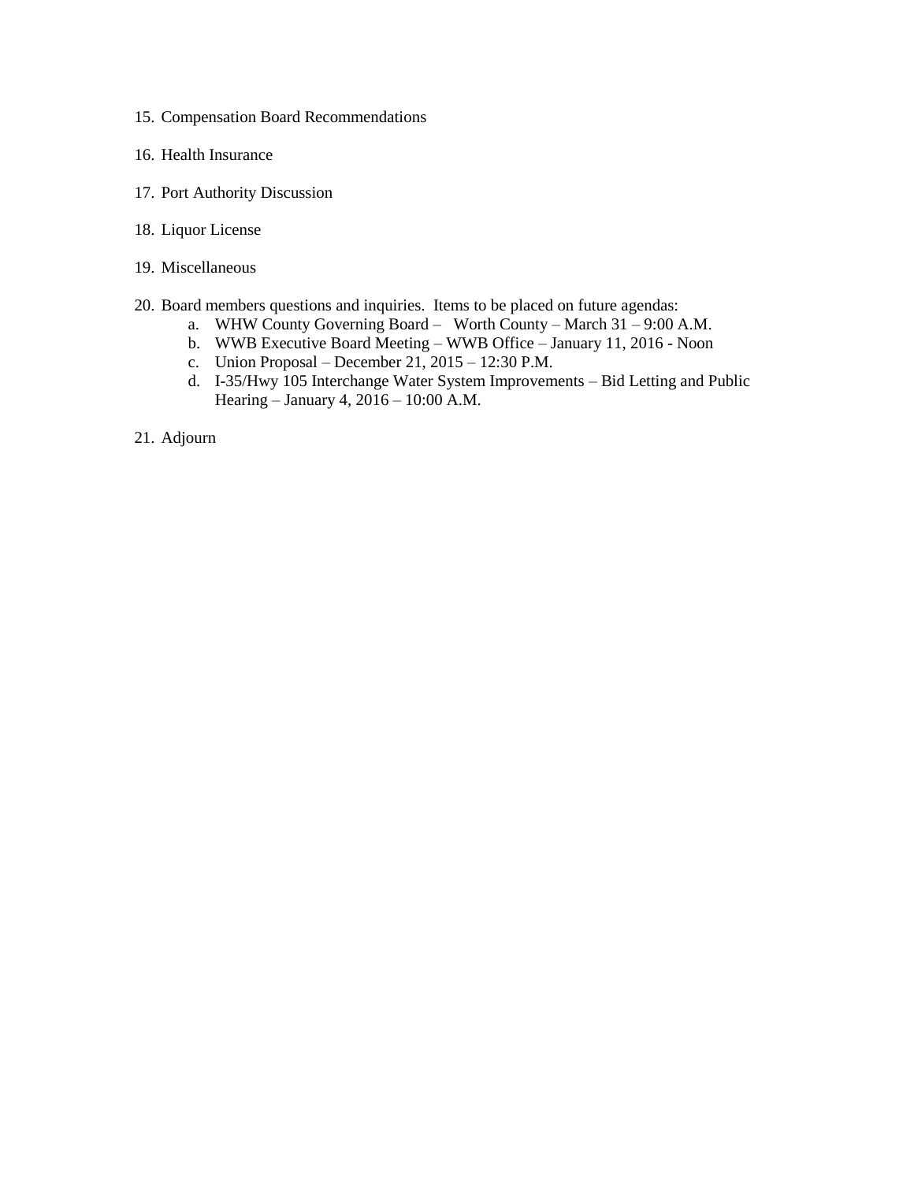15. Compensation Board Recommendations

16. Health Insurance

17. Port Authority Discussion

18. Liquor License

19. Miscellaneous

20. Board members questions and inquiries. Items to be placed on future agendas:
    a. WHW County Governing Board – Worth County – March 31 – 9:00 A.M.
    b. WWB Executive Board Meeting – WWB Office – January 11, 2016 - Noon
    c. Union Proposal – December 21, 2015 – 12:30 P.M.
    d. I-35/Hwy 105 Interchange Water System Improvements – Bid Letting and Public Hearing – January 4, 2016 – 10:00 A.M.

21. Adjourn